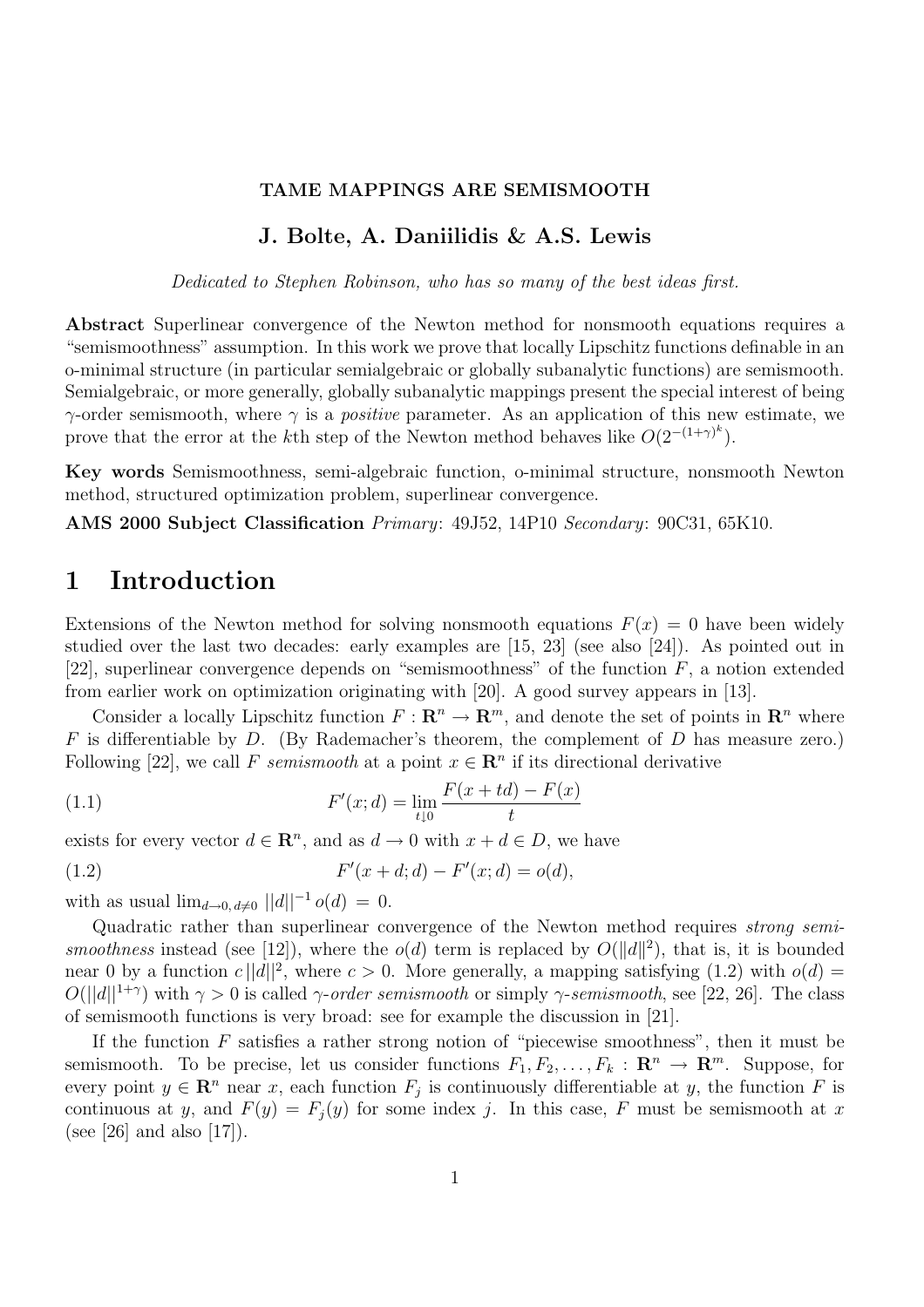# TAME MAPPINGS ARE SEMISMOOTH

**J. Bolte, A. Daniilidis & A.S. Lewis**

*Dedicated to Stephen Robinson, who has so many of the best ideas first.*

**Abstract** Superlinear convergence of the Newton method for nonsmooth equations requires a "semismoothness" assumption. In this work we prove that locally Lipschitz functions definable in an o-minimal structure (in particular semialgebraic or globally subanalytic functions) are semismooth. Semialgebraic, or more generally, globally subanalytic mappings present the special interest of being $\gamma$-order semismooth, where $\gamma$ is a *positive* parameter. As an application of this new estimate, we prove that the error at the $k$th step of the Newton method behaves like $O(2^{-(1+\gamma)^k})$.

**Key words** Semismoothness, semi-algebraic function, o-minimal structure, nonsmooth Newton method, structured optimization problem, superlinear convergence.

**AMS 2000 Subject Classification** *Primary*: 49J52, 14P10 *Secondary*: 90C31, 65K10.

## 1 Introduction

Extensions of the Newton method for solving nonsmooth equations $F(x) = 0$ have been widely studied over the last two decades: early examples are [15, 23] (see also [24]). As pointed out in [22], superlinear convergence depends on "semismoothness" of the function $F$, a notion extended from earlier work on optimization originating with [20]. A good survey appears in [13].

Consider a locally Lipschitz function $F : \mathbf{R}^n \to \mathbf{R}^m$, and denote the set of points in $\mathbf{R}^n$ where $F$ is differentiable by $D$. (By Rademacher's theorem, the complement of $D$ has measure zero.) Following [22], we call $F$ *semismooth* at a point $x \in \mathbf{R}^n$ if its directional derivative

$$F'(x; d) = \lim_{t \downarrow 0} \frac{F(x + td) - F(x)}{t} \tag{1.1}$$

exists for every vector $d \in \mathbf{R}^n$, and as $d \to 0$ with $x + d \in D$, we have

$$F'(x + d; d) - F'(x; d) = o(d), \tag{1.2}$$

with as usual $\lim_{d \to 0,\, d \neq 0} ||d||^{-1} o(d) = 0$.

Quadratic rather than superlinear convergence of the Newton method requires *strong semismoothness* instead (see [12]), where the $o(d)$ term is replaced by $O(\|d\|^2)$, that is, it is bounded near 0 by a function $c\,||d||^2$, where $c > 0$. More generally, a mapping satisfying (1.2) with $o(d) = O(||d||^{1+\gamma})$ with $\gamma > 0$ is called $\gamma$*-order semismooth* or simply $\gamma$*-semismooth*, see [22, 26]. The class of semismooth functions is very broad: see for example the discussion in [21].

If the function $F$ satisfies a rather strong notion of "piecewise smoothness", then it must be semismooth. To be precise, let us consider functions $F_1, F_2, \ldots, F_k : \mathbf{R}^n \to \mathbf{R}^m$. Suppose, for every point $y \in \mathbf{R}^n$ near $x$, each function $F_j$ is continuously differentiable at $y$, the function $F$ is continuous at $y$, and $F(y) = F_j(y)$ for some index $j$. In this case, $F$ must be semismooth at $x$ (see [26] and also [17]).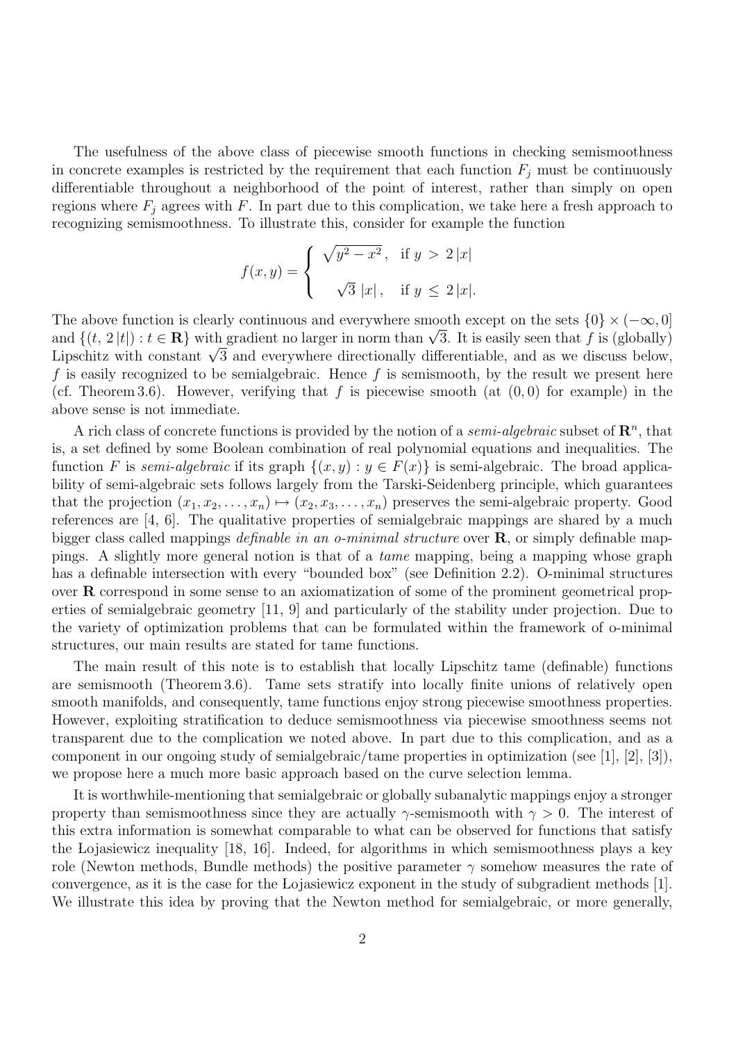The usefulness of the above class of piecewise smooth functions in checking semismoothness in concrete examples is restricted by the requirement that each function $F_j$ must be continuously differentiable throughout a neighborhood of the point of interest, rather than simply on open regions where $F_j$ agrees with $F$. In part due to this complication, we take here a fresh approach to recognizing semismoothness. To illustrate this, consider for example the function

$$f(x,y) = \begin{cases} \sqrt{y^2 - x^2}\,, & \text{if } y > 2\,|x| \\[2ex] \sqrt{3}\;|x|\,, & \text{if } y \leq 2\,|x|. \end{cases}$$

The above function is clearly continuous and everywhere smooth except on the sets $\{0\} \times (-\infty, 0]$ and $\{(t,\, 2\,|t|) : t \in \mathbf{R}\}$ with gradient no larger in norm than $\sqrt{3}$. It is easily seen that $f$ is (globally) Lipschitz with constant $\sqrt{3}$ and everywhere directionally differentiable, and as we discuss below, $f$ is easily recognized to be semialgebraic. Hence $f$ is semismooth, by the result we present here (cf. Theorem 3.6). However, verifying that $f$ is piecewise smooth (at $(0,0)$ for example) in the above sense is not immediate.

A rich class of concrete functions is provided by the notion of a *semi-algebraic* subset of $\mathbf{R}^n$, that is, a set defined by some Boolean combination of real polynomial equations and inequalities. The function $F$ is *semi-algebraic* if its graph $\{(x,y) : y \in F(x)\}$ is semi-algebraic. The broad applicability of semi-algebraic sets follows largely from the Tarski-Seidenberg principle, which guarantees that the projection $(x_1, x_2, \ldots, x_n) \mapsto (x_2, x_3, \ldots, x_n)$ preserves the semi-algebraic property. Good references are [4, 6]. The qualitative properties of semialgebraic mappings are shared by a much bigger class called mappings *definable in an o-minimal structure* over $\mathbf{R}$, or simply definable mappings. A slightly more general notion is that of a *tame* mapping, being a mapping whose graph has a definable intersection with every "bounded box" (see Definition 2.2). O-minimal structures over $\mathbf{R}$ correspond in some sense to an axiomatization of some of the prominent geometrical properties of semialgebraic geometry [11, 9] and particularly of the stability under projection. Due to the variety of optimization problems that can be formulated within the framework of o-minimal structures, our main results are stated for tame functions.

The main result of this note is to establish that locally Lipschitz tame (definable) functions are semismooth (Theorem 3.6). Tame sets stratify into locally finite unions of relatively open smooth manifolds, and consequently, tame functions enjoy strong piecewise smoothness properties. However, exploiting stratification to deduce semismoothness via piecewise smoothness seems not transparent due to the complication we noted above. In part due to this complication, and as a component in our ongoing study of semialgebraic/tame properties in optimization (see [1], [2], [3]), we propose here a much more basic approach based on the curve selection lemma.

It is worthwhile-mentioning that semialgebraic or globally subanalytic mappings enjoy a stronger property than semismoothness since they are actually $\gamma$-semismooth with $\gamma > 0$. The interest of this extra information is somewhat comparable to what can be observed for functions that satisfy the Łojasiewicz inequality [18, 16]. Indeed, for algorithms in which semismoothness plays a key role (Newton methods, Bundle methods) the positive parameter $\gamma$ somehow measures the rate of convergence, as it is the case for the Łojasiewicz exponent in the study of subgradient methods [1]. We illustrate this idea by proving that the Newton method for semialgebraic, or more generally,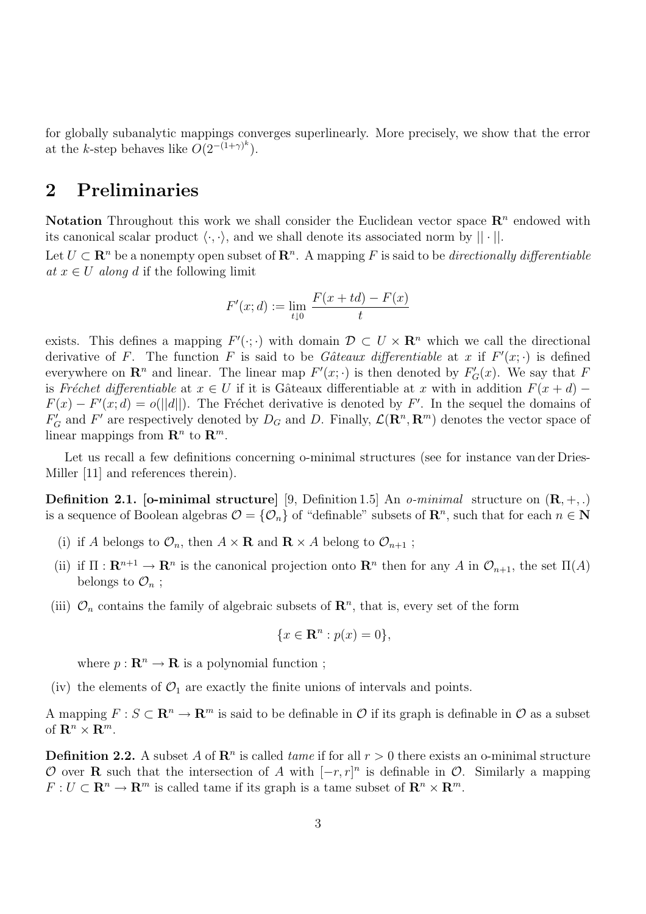for globally subanalytic mappings converges superlinearly. More precisely, we show that the error at the $k$-step behaves like $O(2^{-(1+\gamma)^k})$.

## 2 Preliminaries

**Notation** Throughout this work we shall consider the Euclidean vector space $\mathbf{R}^n$ endowed with its canonical scalar product $\langle \cdot, \cdot \rangle$, and we shall denote its associated norm by $|| \cdot ||$.

Let $U \subset \mathbf{R}^n$ be a nonempty open subset of $\mathbf{R}^n$. A mapping $F$ is said to be *directionally differentiable at* $x \in U$ *along* $d$ if the following limit

$$F'(x; d) := \lim_{t \downarrow 0} \frac{F(x + td) - F(x)}{t}$$

exists. This defines a mapping $F'(\cdot; \cdot)$ with domain $\mathcal{D} \subset U \times \mathbf{R}^n$ which we call the directional derivative of $F$. The function $F$ is said to be *Gâteaux differentiable* at $x$ if $F'(x; \cdot)$ is defined everywhere on $\mathbf{R}^n$ and linear. The linear map $F'(x; \cdot)$ is then denoted by $F'_G(x)$. We say that $F$ is *Fréchet differentiable* at $x \in U$ if it is Gâteaux differentiable at $x$ with in addition $F(x + d) - F(x) - F'(x; d) = o(||d||)$. The Fréchet derivative is denoted by $F'$. In the sequel the domains of $F'_G$ and $F'$ are respectively denoted by $D_G$ and $D$. Finally, $\mathcal{L}(\mathbf{R}^n, \mathbf{R}^m)$ denotes the vector space of linear mappings from $\mathbf{R}^n$ to $\mathbf{R}^m$.

Let us recall a few definitions concerning o-minimal structures (see for instance van der Dries-Miller [11] and references therein).

**Definition 2.1. [o-minimal structure]** [9, Definition 1.5] An *o-minimal* structure on $(\mathbf{R}, +, .)$ is a sequence of Boolean algebras $\mathcal{O} = \{\mathcal{O}_n\}$ of "definable" subsets of $\mathbf{R}^n$, such that for each $n \in \mathbf{N}$

(i) if $A$ belongs to $\mathcal{O}_n$, then $A \times \mathbf{R}$ and $\mathbf{R} \times A$ belong to $\mathcal{O}_{n+1}$ ;

(ii) if $\Pi : \mathbf{R}^{n+1} \to \mathbf{R}^n$ is the canonical projection onto $\mathbf{R}^n$ then for any $A$ in $\mathcal{O}_{n+1}$, the set $\Pi(A)$ belongs to $\mathcal{O}_n$ ;

(iii) $\mathcal{O}_n$ contains the family of algebraic subsets of $\mathbf{R}^n$, that is, every set of the form

$$\{x \in \mathbf{R}^n : p(x) = 0\},$$

where $p : \mathbf{R}^n \to \mathbf{R}$ is a polynomial function ;

(iv) the elements of $\mathcal{O}_1$ are exactly the finite unions of intervals and points.

A mapping $F : S \subset \mathbf{R}^n \to \mathbf{R}^m$ is said to be definable in $\mathcal{O}$ if its graph is definable in $\mathcal{O}$ as a subset of $\mathbf{R}^n \times \mathbf{R}^m$.

**Definition 2.2.** A subset $A$ of $\mathbf{R}^n$ is called *tame* if for all $r > 0$ there exists an o-minimal structure $\mathcal{O}$ over $\mathbf{R}$ such that the intersection of $A$ with $[-r, r]^n$ is definable in $\mathcal{O}$. Similarly a mapping $F : U \subset \mathbf{R}^n \to \mathbf{R}^m$ is called tame if its graph is a tame subset of $\mathbf{R}^n \times \mathbf{R}^m$.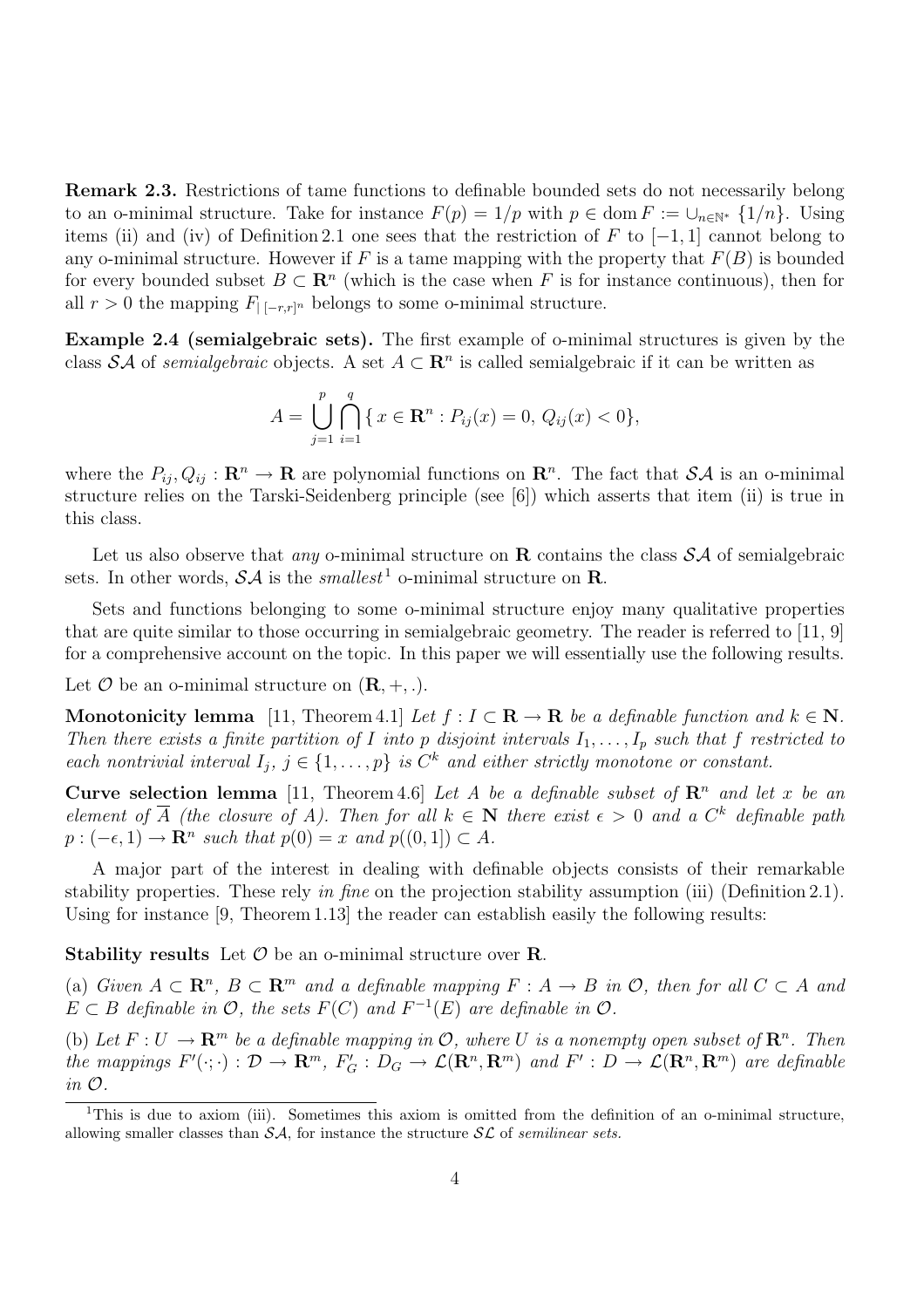**Remark 2.3.** Restrictions of tame functions to definable bounded sets do not necessarily belong to an o-minimal structure. Take for instance $F(p) = 1/p$ with $p \in \operatorname{dom} F := \cup_{n \in \mathbb{N}^*} \{1/n\}$. Using items (ii) and (iv) of Definition 2.1 one sees that the restriction of $F$ to $[-1, 1]$ cannot belong to any o-minimal structure. However if $F$ is a tame mapping with the property that $F(B)$ is bounded for every bounded subset $B \subset \mathbf{R}^n$ (which is the case when $F$ is for instance continuous), then for all $r > 0$ the mapping $F_{| [-r,r]^n}$ belongs to some o-minimal structure.

**Example 2.4 (semialgebraic sets).** The first example of o-minimal structures is given by the class $\mathcal{SA}$ of *semialgebraic* objects. A set $A \subset \mathbf{R}^n$ is called semialgebraic if it can be written as

$$A = \bigcup_{j=1}^{p} \bigcap_{i=1}^{q} \{ x \in \mathbf{R}^n : P_{ij}(x) = 0,\, Q_{ij}(x) < 0 \},$$

where the $P_{ij}, Q_{ij} : \mathbf{R}^n \to \mathbf{R}$ are polynomial functions on $\mathbf{R}^n$. The fact that $\mathcal{SA}$ is an o-minimal structure relies on the Tarski-Seidenberg principle (see [6]) which asserts that item (ii) is true in this class.

Let us also observe that *any* o-minimal structure on $\mathbf{R}$ contains the class $\mathcal{SA}$ of semialgebraic sets. In other words, $\mathcal{SA}$ is the *smallest*[1] o-minimal structure on $\mathbf{R}$.

Sets and functions belonging to some o-minimal structure enjoy many qualitative properties that are quite similar to those occurring in semialgebraic geometry. The reader is referred to [11, 9] for a comprehensive account on the topic. In this paper we will essentially use the following results.

Let $\mathcal{O}$ be an o-minimal structure on $(\mathbf{R}, +, .)$.

**Monotonicity lemma** [11, Theorem 4.1] *Let $f : I \subset \mathbf{R} \to \mathbf{R}$ be a definable function and $k \in \mathbf{N}$. Then there exists a finite partition of $I$ into $p$ disjoint intervals $I_1, \ldots, I_p$ such that $f$ restricted to each nontrivial interval $I_j$, $j \in \{1, \ldots, p\}$ is $C^k$ and either strictly monotone or constant.*

**Curve selection lemma** [11, Theorem 4.6] *Let $A$ be a definable subset of $\mathbf{R}^n$ and let $x$ be an element of $\overline{A}$ (the closure of $A$). Then for all $k \in \mathbf{N}$ there exist $\epsilon > 0$ and a $C^k$ definable path $p : (-\epsilon, 1) \to \mathbf{R}^n$ such that $p(0) = x$ and $p((0, 1]) \subset A$.*

A major part of the interest in dealing with definable objects consists of their remarkable stability properties. These rely *in fine* on the projection stability assumption (iii) (Definition 2.1). Using for instance [9, Theorem 1.13] the reader can establish easily the following results:

**Stability results** Let $\mathcal{O}$ be an o-minimal structure over $\mathbf{R}$.

(a) *Given $A \subset \mathbf{R}^n$, $B \subset \mathbf{R}^m$ and a definable mapping $F : A \to B$ in $\mathcal{O}$, then for all $C \subset A$ and $E \subset B$ definable in $\mathcal{O}$, the sets $F(C)$ and $F^{-1}(E)$ are definable in $\mathcal{O}$.*

(b) *Let $F : U \to \mathbf{R}^m$ be a definable mapping in $\mathcal{O}$, where $U$ is a nonempty open subset of $\mathbf{R}^n$. Then the mappings $F'(\cdot; \cdot) : \mathcal{D} \to \mathbf{R}^m$, $F'_G : D_G \to \mathcal{L}(\mathbf{R}^n, \mathbf{R}^m)$ and $F' : D \to \mathcal{L}(\mathbf{R}^n, \mathbf{R}^m)$ are definable in $\mathcal{O}$.*

[1] This is due to axiom (iii). Sometimes this axiom is omitted from the definition of an o-minimal structure, allowing smaller classes than $\mathcal{SA}$, for instance the structure $\mathcal{SL}$ of *semilinear sets.*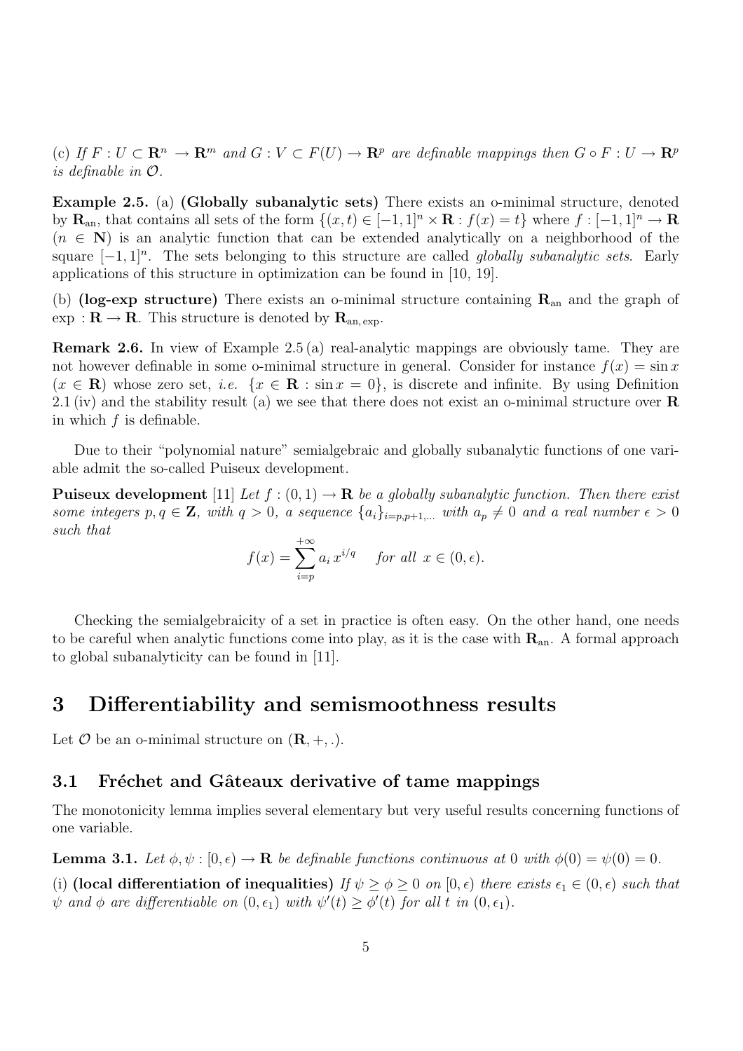(c) *If $F : U \subset \mathbf{R}^n \to \mathbf{R}^m$ and $G : V \subset F(U) \to \mathbf{R}^p$ are definable mappings then $G \circ F : U \to \mathbf{R}^p$ is definable in $\mathcal{O}$.*

**Example 2.5.** (a) **(Globally subanalytic sets)** There exists an o-minimal structure, denoted by $\mathbf{R}_{\text{an}}$, that contains all sets of the form $\{(x,t) \in [-1,1]^n \times \mathbf{R} : f(x) = t\}$ where $f : [-1,1]^n \to \mathbf{R}$ ($n \in \mathbf{N}$) is an analytic function that can be extended analytically on a neighborhood of the square $[-1,1]^n$. The sets belonging to this structure are called *globally subanalytic sets*. Early applications of this structure in optimization can be found in [10, 19].

(b) **(log-exp structure)** There exists an o-minimal structure containing $\mathbf{R}_{\text{an}}$ and the graph of $\exp : \mathbf{R} \to \mathbf{R}$. This structure is denoted by $\mathbf{R}_{\text{an, exp}}$.

**Remark 2.6.** In view of Example 2.5 (a) real-analytic mappings are obviously tame. They are not however definable in some o-minimal structure in general. Consider for instance $f(x) = \sin x$ ($x \in \mathbf{R}$) whose zero set, *i.e.* $\{x \in \mathbf{R} : \sin x = 0\}$, is discrete and infinite. By using Definition 2.1 (iv) and the stability result (a) we see that there does not exist an o-minimal structure over $\mathbf{R}$ in which $f$ is definable.

Due to their "polynomial nature" semialgebraic and globally subanalytic functions of one variable admit the so-called Puiseux development.

**Puiseux development** [11] *Let $f : (0,1) \to \mathbf{R}$ be a globally subanalytic function. Then there exist some integers $p, q \in \mathbf{Z}$, with $q > 0$, a sequence $\{a_i\}_{i=p,p+1,\ldots}$ with $a_p \neq 0$ and a real number $\epsilon > 0$ such that*

$$f(x) = \sum_{i=p}^{+\infty} a_i \, x^{i/q} \quad \text{for all } x \in (0, \epsilon).$$

Checking the semialgebraicity of a set in practice is often easy. On the other hand, one needs to be careful when analytic functions come into play, as it is the case with $\mathbf{R}_{\text{an}}$. A formal approach to global subanalyticity can be found in [11].

# 3 Differentiability and semismoothness results

Let $\mathcal{O}$ be an o-minimal structure on $(\mathbf{R}, +, .)$.

## 3.1 Fréchet and Gâteaux derivative of tame mappings

The monotonicity lemma implies several elementary but very useful results concerning functions of one variable.

**Lemma 3.1.** *Let $\phi, \psi : [0, \epsilon) \to \mathbf{R}$ be definable functions continuous at 0 with $\phi(0) = \psi(0) = 0$.*

(i) **(local differentiation of inequalities)** *If $\psi \geq \phi \geq 0$ on $[0, \epsilon)$ there exists $\epsilon_1 \in (0, \epsilon)$ such that $\psi$ and $\phi$ are differentiable on $(0, \epsilon_1)$ with $\psi'(t) \geq \phi'(t)$ for all $t$ in $(0, \epsilon_1)$.*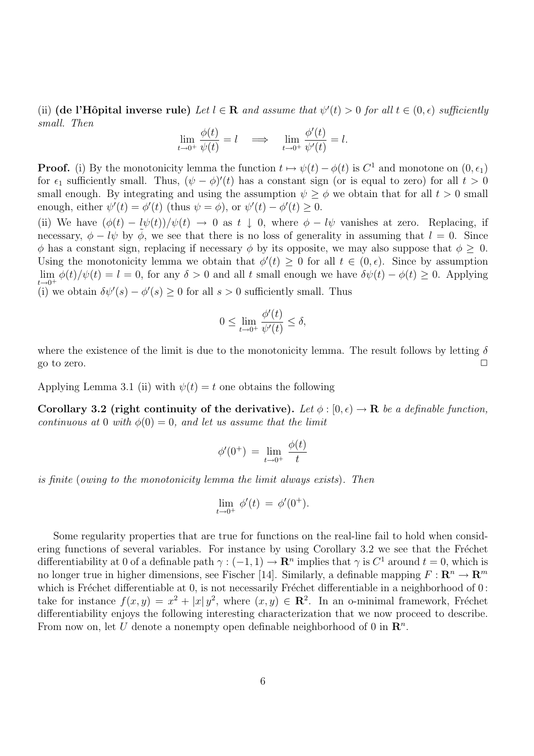(ii) **(de l'Hôpital inverse rule)** *Let $l \in \mathbf{R}$ and assume that $\psi'(t) > 0$ for all $t \in (0, \epsilon)$ sufficiently small. Then*

$$\lim_{t \to 0^+} \frac{\phi(t)}{\psi(t)} = l \quad \Longrightarrow \quad \lim_{t \to 0^+} \frac{\phi'(t)}{\psi'(t)} = l.$$

**Proof.** (i) By the monotonicity lemma the function $t \mapsto \psi(t) - \phi(t)$ is $C^1$ and monotone on $(0, \epsilon_1)$ for $\epsilon_1$ sufficiently small. Thus, $(\psi - \phi)'(t)$ has a constant sign (or is equal to zero) for all $t > 0$ small enough. By integrating and using the assumption $\psi \geq \phi$ we obtain that for all $t > 0$ small enough, either $\psi'(t) = \phi'(t)$ (thus $\psi = \phi$), or $\psi'(t) - \phi'(t) \geq 0$.

(ii) We have $(\phi(t) - l\psi(t))/\psi(t) \to 0$ as $t \downarrow 0$, where $\phi - l\psi$ vanishes at zero. Replacing, if necessary, $\phi - l\psi$ by $\tilde{\phi}$, we see that there is no loss of generality in assuming that $l = 0$. Since $\phi$ has a constant sign, replacing if necessary $\phi$ by its opposite, we may also suppose that $\phi \geq 0$. Using the monotonicity lemma we obtain that $\phi'(t) \geq 0$ for all $t \in (0, \epsilon)$. Since by assumption $\lim_{t \to 0^+} \phi(t)/\psi(t) = l = 0$, for any $\delta > 0$ and all $t$ small enough we have $\delta\psi(t) - \phi(t) \geq 0$. Applying (i) we obtain $\delta\psi'(s) - \phi'(s) \geq 0$ for all $s > 0$ sufficiently small. Thus

$$0 \leq \lim_{t \to 0^+} \frac{\phi'(t)}{\psi'(t)} \leq \delta,$$

where the existence of the limit is due to the monotonicity lemma. The result follows by letting $\delta$ go to zero. $\square$

Applying Lemma 3.1 (ii) with $\psi(t) = t$ one obtains the following

**Corollary 3.2 (right continuity of the derivative).** *Let $\phi : [0, \epsilon) \to \mathbf{R}$ be a definable function, continuous at 0 with $\phi(0) = 0$, and let us assume that the limit*

$$\phi'(0^+) \;=\; \lim_{t \to 0^+} \frac{\phi(t)}{t}$$

*is finite (owing to the monotonicity lemma the limit always exists). Then*

$$\lim_{t \to 0^+} \phi'(t) \;=\; \phi'(0^+).$$

Some regularity properties that are true for functions on the real-line fail to hold when considering functions of several variables. For instance by using Corollary 3.2 we see that the Fréchet differentiability at 0 of a definable path $\gamma : (-1, 1) \to \mathbf{R}^n$ implies that $\gamma$ is $C^1$ around $t = 0$, which is no longer true in higher dimensions, see Fischer [14]. Similarly, a definable mapping $F : \mathbf{R}^n \to \mathbf{R}^m$ which is Fréchet differentiable at 0, is not necessarily Fréchet differentiable in a neighborhood of 0 : take for instance $f(x, y) = x^2 + |x|\, y^2$, where $(x, y) \in \mathbf{R}^2$. In an o-minimal framework, Fréchet differentiability enjoys the following interesting characterization that we now proceed to describe. From now on, let $U$ denote a nonempty open definable neighborhood of 0 in $\mathbf{R}^n$.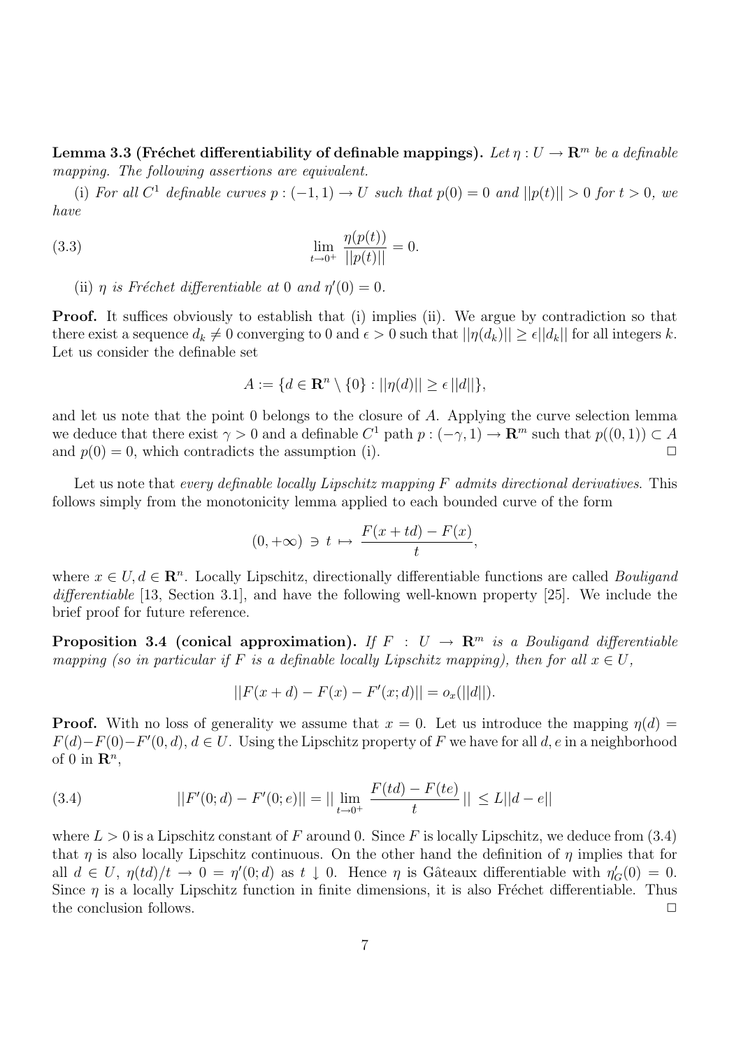**Lemma 3.3 (Fréchet differentiability of definable mappings).** *Let $\eta : U \to \mathbf{R}^m$ be a definable mapping. The following assertions are equivalent.*

(i) *For all $C^1$ definable curves $p : (-1, 1) \to U$ such that $p(0) = 0$ and $||p(t)|| > 0$ for $t > 0$, we have*

$$\lim_{t \to 0^+} \frac{\eta(p(t))}{||p(t)||} = 0. \tag{3.3}$$

(ii) *$\eta$ is Fréchet differentiable at 0 and $\eta'(0) = 0$.*

**Proof.** It suffices obviously to establish that (i) implies (ii). We argue by contradiction so that there exist a sequence $d_k \neq 0$ converging to 0 and $\epsilon > 0$ such that $||\eta(d_k)|| \geq \epsilon ||d_k||$ for all integers $k$. Let us consider the definable set

$$A := \{d \in \mathbf{R}^n \setminus \{0\} : ||\eta(d)|| \geq \epsilon \, ||d||\},$$

and let us note that the point 0 belongs to the closure of $A$. Applying the curve selection lemma we deduce that there exist $\gamma > 0$ and a definable $C^1$ path $p : (-\gamma, 1) \to \mathbf{R}^m$ such that $p((0, 1)) \subset A$ and $p(0) = 0$, which contradicts the assumption (i). $\square$

Let us note that *every definable locally Lipschitz mapping $F$ admits directional derivatives*. This follows simply from the monotonicity lemma applied to each bounded curve of the form

$$(0, +\infty) \ni t \mapsto \frac{F(x + td) - F(x)}{t},$$

where $x \in U, d \in \mathbf{R}^n$. Locally Lipschitz, directionally differentiable functions are called *Bouligand differentiable* [13, Section 3.1], and have the following well-known property [25]. We include the brief proof for future reference.

**Proposition 3.4 (conical approximation).** *If $F : U \to \mathbf{R}^m$ is a Bouligand differentiable mapping (so in particular if $F$ is a definable locally Lipschitz mapping), then for all $x \in U$,*

$$||F(x + d) - F(x) - F'(x; d)|| = o_x(||d||).$$

**Proof.** With no loss of generality we assume that $x = 0$. Let us introduce the mapping $\eta(d) = F(d) - F(0) - F'(0, d)$, $d \in U$. Using the Lipschitz property of $F$ we have for all $d, e$ in a neighborhood of 0 in $\mathbf{R}^n$,

$$||F'(0; d) - F'(0; e)|| = || \lim_{t \to 0^+} \frac{F(td) - F(te)}{t} || \leq L||d - e|| \tag{3.4}$$

where $L > 0$ is a Lipschitz constant of $F$ around 0. Since $F$ is locally Lipschitz, we deduce from (3.4) that $\eta$ is also locally Lipschitz continuous. On the other hand the definition of $\eta$ implies that for all $d \in U$, $\eta(td)/t \to 0 = \eta'(0; d)$ as $t \downarrow 0$. Hence $\eta$ is Gâteaux differentiable with $\eta'_G(0) = 0$. Since $\eta$ is a locally Lipschitz function in finite dimensions, it is also Fréchet differentiable. Thus the conclusion follows. $\square$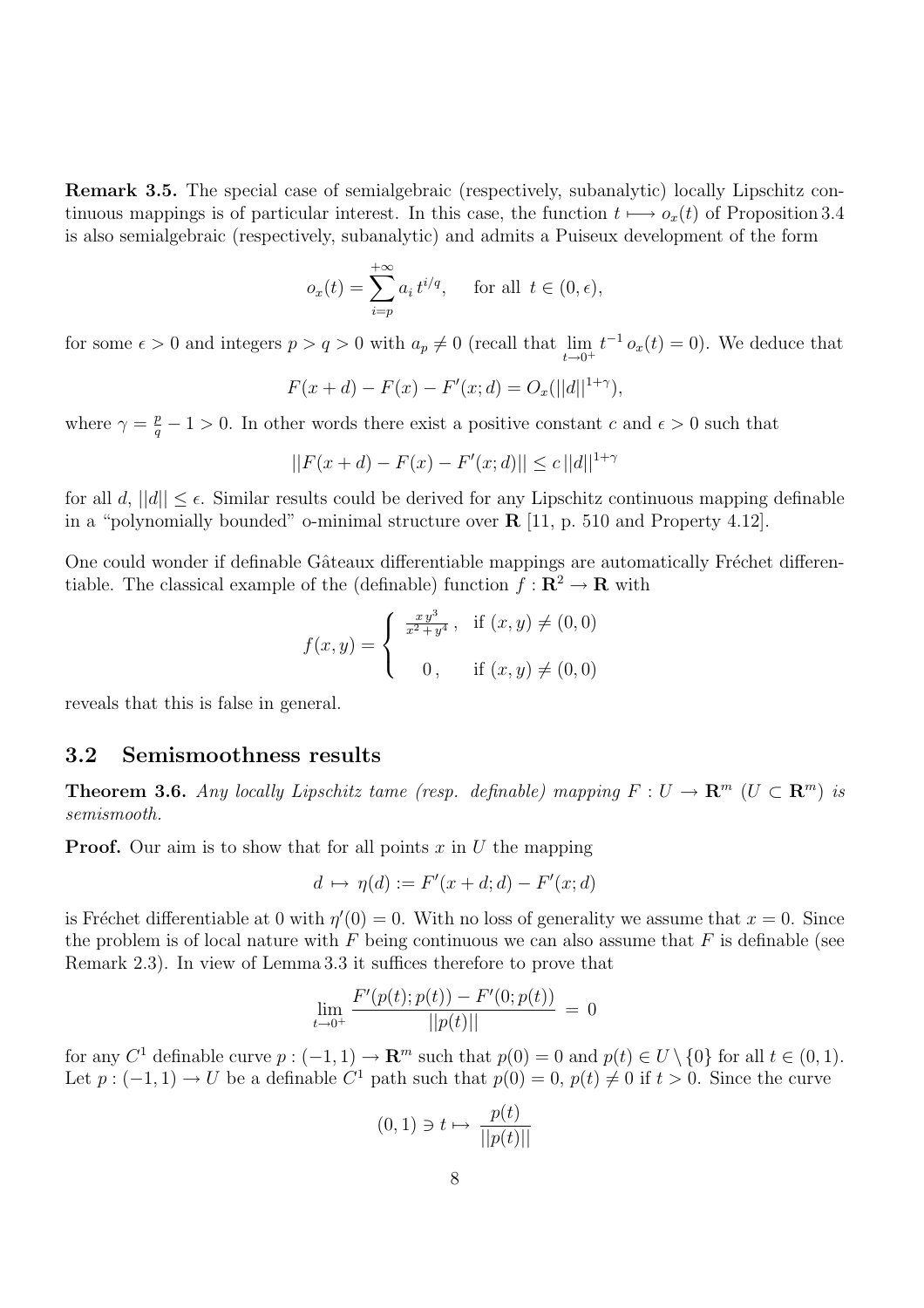**Remark 3.5.** The special case of semialgebraic (respectively, subanalytic) locally Lipschitz continuous mappings is of particular interest. In this case, the function $t \longmapsto o_x(t)$ of Proposition 3.4 is also semialgebraic (respectively, subanalytic) and admits a Puiseux development of the form

$$o_x(t) = \sum_{i=p}^{+\infty} a_i \, t^{i/q}, \qquad \text{for all } \; t \in (0, \epsilon),$$

for some $\epsilon > 0$ and integers $p > q > 0$ with $a_p \neq 0$ (recall that $\lim_{t \to 0^+} t^{-1} \, o_x(t) = 0$). We deduce that

$$F(x + d) - F(x) - F'(x; d) = O_x(||d||^{1+\gamma}),$$

where $\gamma = \frac{p}{q} - 1 > 0$. In other words there exist a positive constant $c$ and $\epsilon > 0$ such that

$$||F(x + d) - F(x) - F'(x; d)|| \leq c \, ||d||^{1+\gamma}$$

for all $d$, $||d|| \leq \epsilon$. Similar results could be derived for any Lipschitz continuous mapping definable in a "polynomially bounded" o-minimal structure over $\mathbf{R}$ [11, p. 510 and Property 4.12].

One could wonder if definable Gâteaux differentiable mappings are automatically Fréchet differentiable. The classical example of the (definable) function $f : \mathbf{R}^2 \to \mathbf{R}$ with

$$f(x, y) = \begin{cases} \frac{x \, y^3}{x^2 + y^4} \, , & \text{if } (x, y) \neq (0, 0) \\ \\ 0 \, , & \text{if } (x, y) \neq (0, 0) \end{cases}$$

reveals that this is false in general.

## 3.2 Semismoothness results

**Theorem 3.6.** *Any locally Lipschitz tame (resp. definable) mapping $F : U \to \mathbf{R}^m$ ($U \subset \mathbf{R}^m$) is semismooth.*

**Proof.** Our aim is to show that for all points $x$ in $U$ the mapping

$$d \, \mapsto \, \eta(d) := F'(x + d; d) - F'(x; d)$$

is Fréchet differentiable at 0 with $\eta'(0) = 0$. With no loss of generality we assume that $x = 0$. Since the problem is of local nature with $F$ being continuous we can also assume that $F$ is definable (see Remark 2.3). In view of Lemma 3.3 it suffices therefore to prove that

$$\lim_{t \to 0^+} \frac{F'(p(t); p(t)) - F'(0; p(t))}{||p(t)||} \; = \; 0$$

for any $C^1$ definable curve $p : (-1, 1) \to \mathbf{R}^m$ such that $p(0) = 0$ and $p(t) \in U \setminus \{0\}$ for all $t \in (0, 1)$. Let $p : (-1, 1) \to U$ be a definable $C^1$ path such that $p(0) = 0$, $p(t) \neq 0$ if $t > 0$. Since the curve

$$(0, 1) \ni t \mapsto \frac{p(t)}{||p(t)||}$$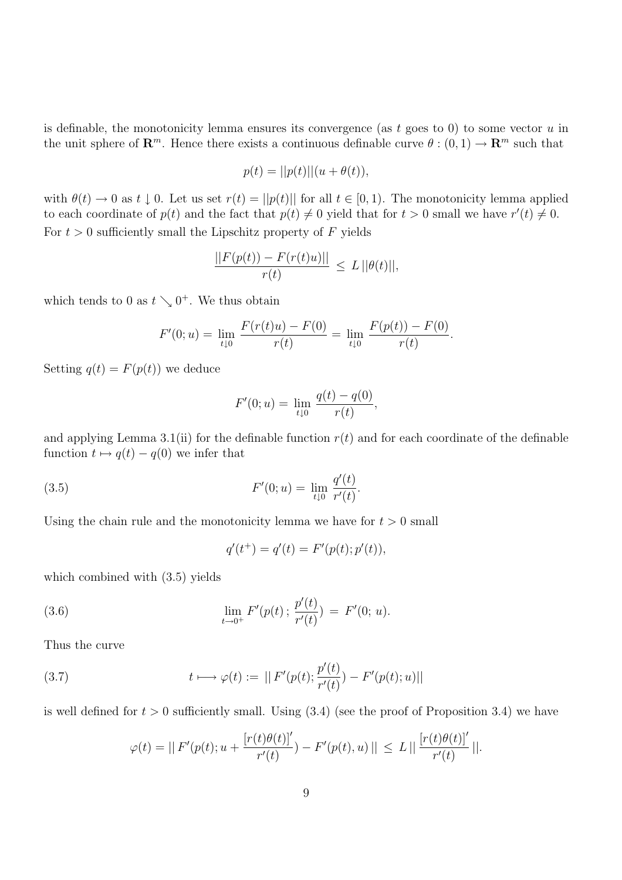is definable, the monotonicity lemma ensures its convergence (as $t$ goes to 0) to some vector $u$ in the unit sphere of $\mathbf{R}^m$. Hence there exists a continuous definable curve $\theta : (0,1) \to \mathbf{R}^m$ such that

$$p(t) = ||p(t)||(u + \theta(t)),$$

with $\theta(t) \to 0$ as $t \downarrow 0$. Let us set $r(t) = ||p(t)||$ for all $t \in [0,1)$. The monotonicity lemma applied to each coordinate of $p(t)$ and the fact that $p(t) \neq 0$ yield that for $t > 0$ small we have $r'(t) \neq 0$. For $t > 0$ sufficiently small the Lipschitz property of $F$ yields

$$\frac{||F(p(t)) - F(r(t)u)||}{r(t)} \leq L\,||\theta(t)||,$$

which tends to 0 as $t \searrow 0^+$. We thus obtain

$$F'(0; u) = \lim_{t \downarrow 0} \frac{F(r(t)u) - F(0)}{r(t)} = \lim_{t \downarrow 0} \frac{F(p(t)) - F(0)}{r(t)}.$$

Setting $q(t) = F(p(t))$ we deduce

$$F'(0; u) = \lim_{t \downarrow 0} \frac{q(t) - q(0)}{r(t)},$$

and applying Lemma 3.1(ii) for the definable function $r(t)$ and for each coordinate of the definable function $t \mapsto q(t) - q(0)$ we infer that

$$F'(0; u) = \lim_{t \downarrow 0} \frac{q'(t)}{r'(t)}. \tag{3.5}$$

Using the chain rule and the monotonicity lemma we have for $t > 0$ small

$$q'(t^+) = q'(t) = F'(p(t); p'(t)),$$

which combined with (3.5) yields

$$\lim_{t \to 0^+} F'(p(t)\,;\, \frac{p'(t)}{r'(t)}) \;=\; F'(0;\, u). \tag{3.6}$$

Thus the curve

$$t \longmapsto \varphi(t) := ||\, F'(p(t); \frac{p'(t)}{r'(t)}) - F'(p(t); u)|| \tag{3.7}$$

is well defined for $t > 0$ sufficiently small. Using (3.4) (see the proof of Proposition 3.4) we have

$$\varphi(t) = ||\, F'(p(t); u + \frac{[r(t)\theta(t)]'}{r'(t)}) - F'(p(t), u)\,|| \;\leq\; L\, ||\, \frac{[r(t)\theta(t)]'}{r'(t)}\, ||.$$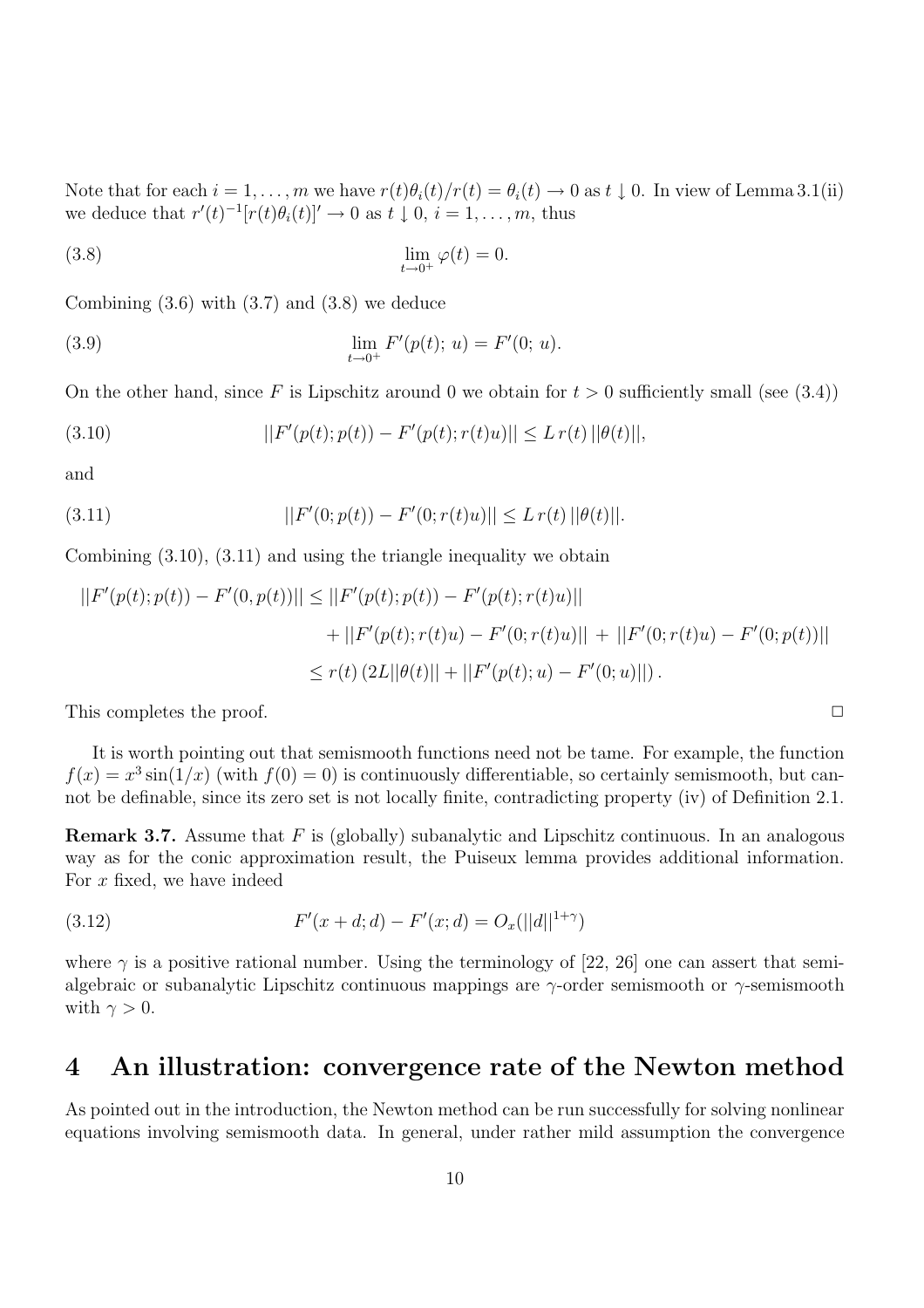Note that for each $i = 1, \ldots, m$ we have $r(t)\theta_i(t)/r(t) = \theta_i(t) \to 0$ as $t \downarrow 0$. In view of Lemma 3.1(ii) we deduce that $r'(t)^{-1}[r(t)\theta_i(t)]' \to 0$ as $t \downarrow 0$, $i = 1, \ldots, m$, thus

$$\lim_{t \to 0^+} \varphi(t) = 0. \tag{3.8}$$

Combining (3.6) with (3.7) and (3.8) we deduce

$$\lim_{t \to 0^+} F'(p(t);\, u) = F'(0;\, u). \tag{3.9}$$

On the other hand, since $F$ is Lipschitz around 0 we obtain for $t > 0$ sufficiently small (see (3.4))

$$||F'(p(t); p(t)) - F'(p(t); r(t)u)|| \leq L\, r(t)\, ||\theta(t)||, \tag{3.10}$$

and

$$||F'(0; p(t)) - F'(0; r(t)u)|| \leq L\, r(t)\, ||\theta(t)||. \tag{3.11}$$

Combining (3.10), (3.11) and using the triangle inequality we obtain

$$\begin{aligned}
||F'(p(t); p(t)) - F'(0, p(t))|| &\leq ||F'(p(t); p(t)) - F'(p(t); r(t)u)|| \\
&\quad + ||F'(p(t); r(t)u) - F'(0; r(t)u)|| \,+\, ||F'(0; r(t)u) - F'(0; p(t))|| \\
&\leq r(t)\left(2L||\theta(t)|| + ||F'(p(t); u) - F'(0; u)||\right).
\end{aligned}$$

This completes the proof. $\square$

It is worth pointing out that semismooth functions need not be tame. For example, the function $f(x) = x^3 \sin(1/x)$ (with $f(0) = 0$) is continuously differentiable, so certainly semismooth, but cannot be definable, since its zero set is not locally finite, contradicting property (iv) of Definition 2.1.

**Remark 3.7.** Assume that $F$ is (globally) subanalytic and Lipschitz continuous. In an analogous way as for the conic approximation result, the Puiseux lemma provides additional information. For $x$ fixed, we have indeed

$$F'(x + d; d) - F'(x; d) = O_x(||d||^{1+\gamma}) \tag{3.12}$$

where $\gamma$ is a positive rational number. Using the terminology of [22, 26] one can assert that semialgebraic or subanalytic Lipschitz continuous mappings are $\gamma$-order semismooth or $\gamma$-semismooth with $\gamma > 0$.

# 4 An illustration: convergence rate of the Newton method

As pointed out in the introduction, the Newton method can be run successfully for solving nonlinear equations involving semismooth data. In general, under rather mild assumption the convergence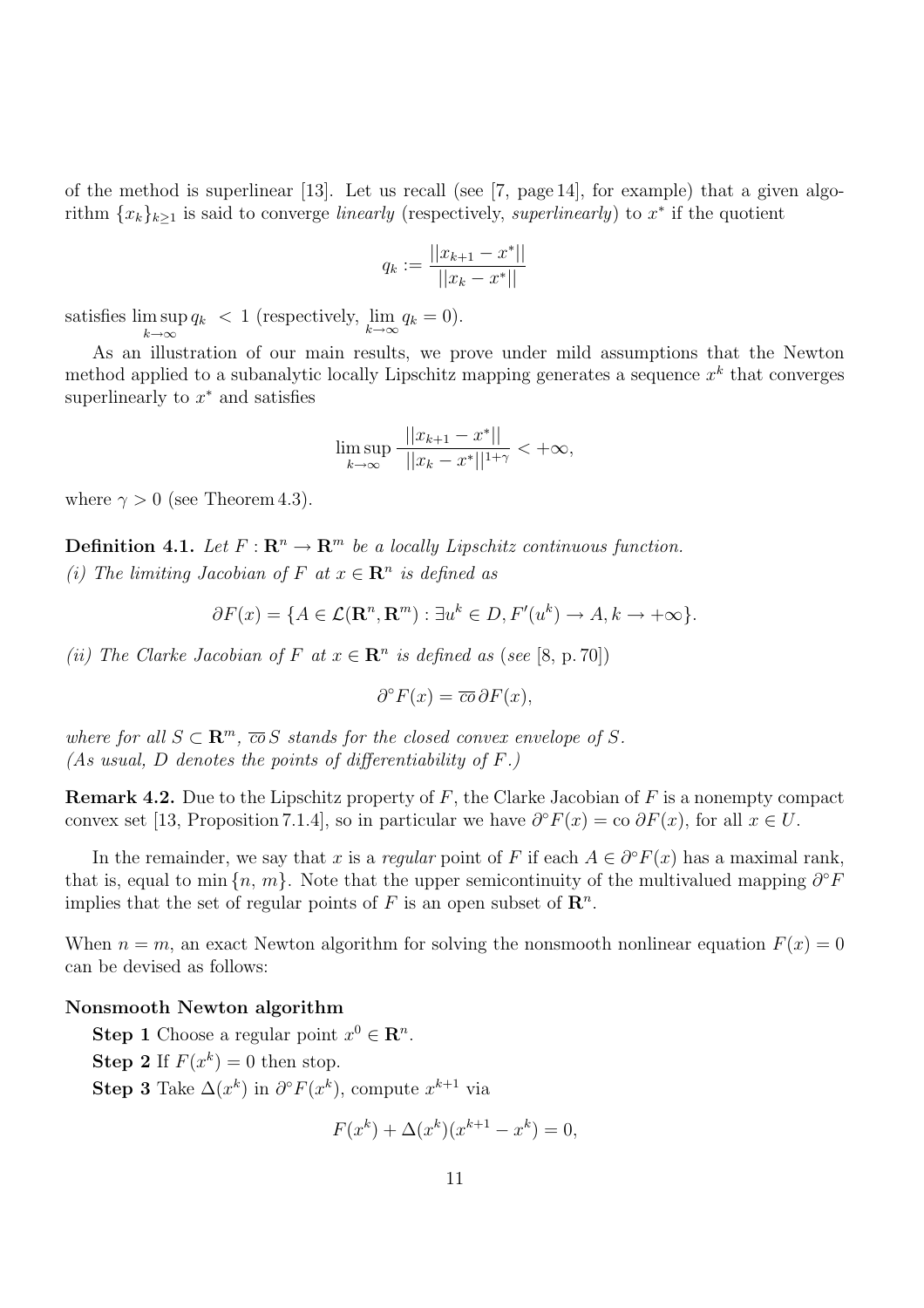of the method is superlinear [13]. Let us recall (see [7, page 14], for example) that a given algorithm $\{x_k\}_{k\geq 1}$ is said to converge *linearly* (respectively, *superlinearly*) to $x^*$ if the quotient

$$q_k := \frac{||x_{k+1} - x^*||}{||x_k - x^*||}$$

satisfies $\limsup_{k\to\infty} q_k < 1$ (respectively, $\lim_{k\to\infty} q_k = 0$).

As an illustration of our main results, we prove under mild assumptions that the Newton method applied to a subanalytic locally Lipschitz mapping generates a sequence $x^k$ that converges superlinearly to $x^*$ and satisfies

$$\limsup_{k\to\infty} \frac{||x_{k+1} - x^*||}{||x_k - x^*||^{1+\gamma}} < +\infty,$$

where $\gamma > 0$ (see Theorem 4.3).

**Definition 4.1.** *Let $F : \mathbf{R}^n \to \mathbf{R}^m$ be a locally Lipschitz continuous function.*
*(i) The limiting Jacobian of $F$ at $x \in \mathbf{R}^n$ is defined as*

$$\partial F(x) = \{A \in \mathcal{L}(\mathbf{R}^n, \mathbf{R}^m) : \exists u^k \in D, F'(u^k) \to A, k \to +\infty\}.$$

*(ii) The Clarke Jacobian of $F$ at $x \in \mathbf{R}^n$ is defined as (see [8, p. 70])*

$$\partial^\circ F(x) = \overline{co}\, \partial F(x),$$

*where for all $S \subset \mathbf{R}^m$, $\overline{co}\, S$ stands for the closed convex envelope of $S$.*
*(As usual, $D$ denotes the points of differentiability of $F$.)*

**Remark 4.2.** Due to the Lipschitz property of $F$, the Clarke Jacobian of $F$ is a nonempty compact convex set [13, Proposition 7.1.4], so in particular we have $\partial^\circ F(x) = \text{co}\, \partial F(x)$, for all $x \in U$.

In the remainder, we say that $x$ is a *regular* point of $F$ if each $A \in \partial^\circ F(x)$ has a maximal rank, that is, equal to $\min\{n, m\}$. Note that the upper semicontinuity of the multivalued mapping $\partial^\circ F$ implies that the set of regular points of $F$ is an open subset of $\mathbf{R}^n$.

When $n = m$, an exact Newton algorithm for solving the nonsmooth nonlinear equation $F(x) = 0$ can be devised as follows:

**Nonsmooth Newton algorithm**

**Step 1** Choose a regular point $x^0 \in \mathbf{R}^n$.

**Step 2** If $F(x^k) = 0$ then stop.

**Step 3** Take $\Delta(x^k)$ in $\partial^\circ F(x^k)$, compute $x^{k+1}$ via

$$F(x^k) + \Delta(x^k)(x^{k+1} - x^k) = 0,$$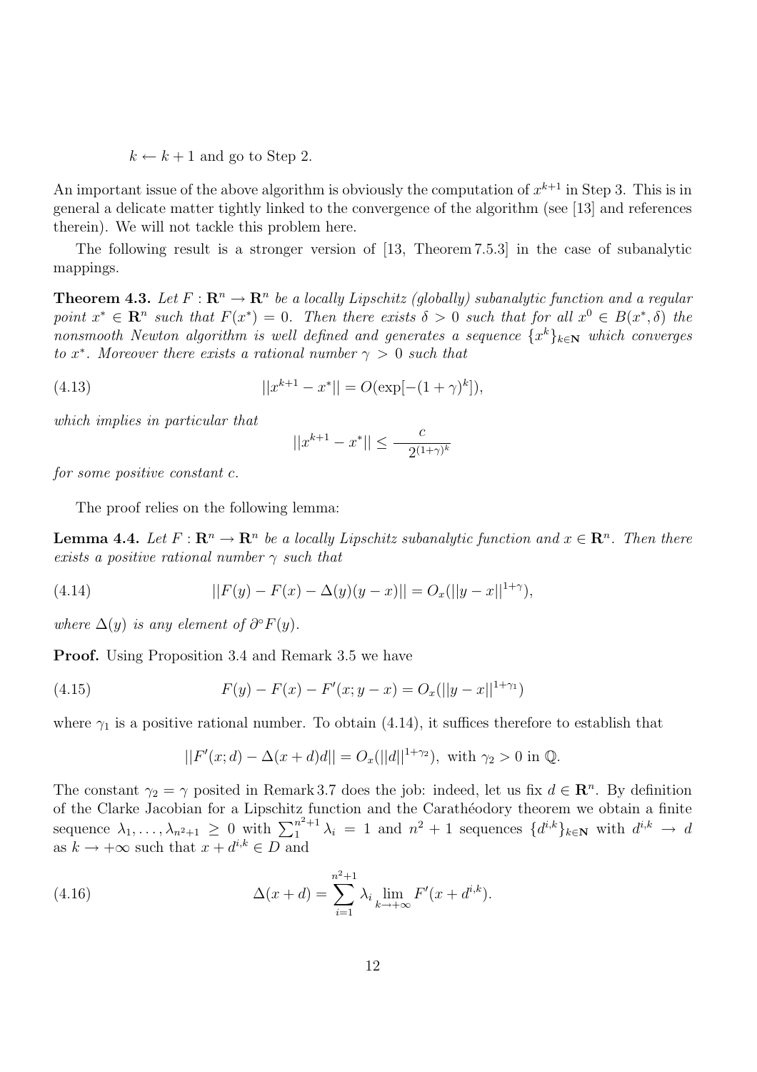$k \leftarrow k + 1$ and go to Step 2.

An important issue of the above algorithm is obviously the computation of $x^{k+1}$ in Step 3. This is in general a delicate matter tightly linked to the convergence of the algorithm (see [13] and references therein). We will not tackle this problem here.

The following result is a stronger version of [13, Theorem 7.5.3] in the case of subanalytic mappings.

**Theorem 4.3.** *Let $F : \mathbf{R}^n \to \mathbf{R}^n$ be a locally Lipschitz (globally) subanalytic function and a regular point $x^* \in \mathbf{R}^n$ such that $F(x^*) = 0$. Then there exists $\delta > 0$ such that for all $x^0 \in B(x^*, \delta)$ the nonsmooth Newton algorithm is well defined and generates a sequence $\{x^k\}_{k \in \mathbf{N}}$ which converges to $x^*$. Moreover there exists a rational number $\gamma > 0$ such that*

$$||x^{k+1} - x^*|| = O(\exp[-(1+\gamma)^k]), \tag{4.13}$$

*which implies in particular that*

$$||x^{k+1} - x^*|| \leq \frac{c}{2^{(1+\gamma)^k}}$$

*for some positive constant $c$.*

The proof relies on the following lemma:

**Lemma 4.4.** *Let $F : \mathbf{R}^n \to \mathbf{R}^n$ be a locally Lipschitz subanalytic function and $x \in \mathbf{R}^n$. Then there exists a positive rational number $\gamma$ such that*

$$||F(y) - F(x) - \Delta(y)(y - x)|| = O_x(||y - x||^{1+\gamma}), \tag{4.14}$$

*where $\Delta(y)$ is any element of $\partial^\circ F(y)$.*

**Proof.** Using Proposition 3.4 and Remark 3.5 we have

$$F(y) - F(x) - F'(x; y - x) = O_x(||y - x||^{1+\gamma_1}) \tag{4.15}$$

where $\gamma_1$ is a positive rational number. To obtain (4.14), it suffices therefore to establish that

$$||F'(x; d) - \Delta(x + d)d|| = O_x(||d||^{1+\gamma_2}), \text{ with } \gamma_2 > 0 \text{ in } \mathbb{Q}.$$

The constant $\gamma_2 = \gamma$ posited in Remark 3.7 does the job: indeed, let us fix $d \in \mathbf{R}^n$. By definition of the Clarke Jacobian for a Lipschitz function and the Carathéodory theorem we obtain a finite sequence $\lambda_1, \ldots, \lambda_{n^2+1} \geq 0$ with $\sum_1^{n^2+1} \lambda_i = 1$ and $n^2 + 1$ sequences $\{d^{i,k}\}_{k \in \mathbf{N}}$ with $d^{i,k} \to d$ as $k \to +\infty$ such that $x + d^{i,k} \in D$ and

$$\Delta(x + d) = \sum_{i=1}^{n^2+1} \lambda_i \lim_{k \to +\infty} F'(x + d^{i,k}). \tag{4.16}$$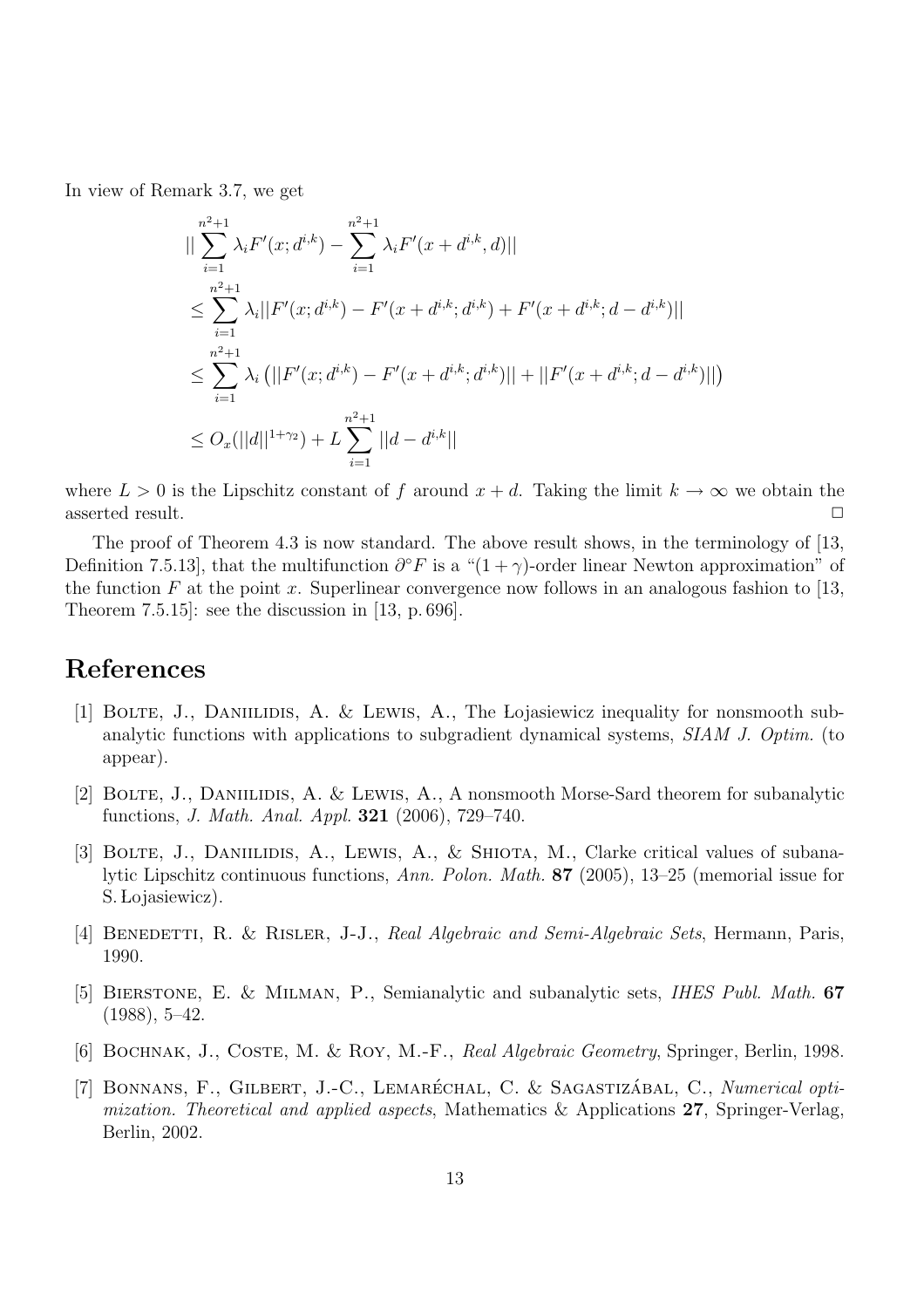In view of Remark 3.7, we get

$$
\begin{aligned}
&|| \sum_{i=1}^{n^2+1} \lambda_i F'(x; d^{i,k}) - \sum_{i=1}^{n^2+1} \lambda_i F'(x + d^{i,k}, d)|| \\
&\leq \sum_{i=1}^{n^2+1} \lambda_i || F'(x; d^{i,k}) - F'(x + d^{i,k}; d^{i,k}) + F'(x + d^{i,k}; d - d^{i,k})|| \\
&\leq \sum_{i=1}^{n^2+1} \lambda_i \left( || F'(x; d^{i,k}) - F'(x + d^{i,k}; d^{i,k})|| + ||F'(x + d^{i,k}; d - d^{i,k})|| \right) \\
&\leq O_x(||d||^{1+\gamma_2}) + L \sum_{i=1}^{n^2+1} ||d - d^{i,k}||
\end{aligned}
$$

where $L > 0$ is the Lipschitz constant of $f$ around $x + d$. Taking the limit $k \to \infty$ we obtain the asserted result. $\square$

The proof of Theorem 4.3 is now standard. The above result shows, in the terminology of [13, Definition 7.5.13], that the multifunction $\partial^\circ F$ is a "$(1 + \gamma)$-order linear Newton approximation" of the function $F$ at the point $x$. Superlinear convergence now follows in an analogous fashion to [13, Theorem 7.5.15]: see the discussion in [13, p. 696].

# References

[1] Bolte, J., Daniilidis, A. & Lewis, A., The Łojasiewicz inequality for nonsmooth subanalytic functions with applications to subgradient dynamical systems, *SIAM J. Optim.* (to appear).

[2] Bolte, J., Daniilidis, A. & Lewis, A., A nonsmooth Morse-Sard theorem for subanalytic functions, *J. Math. Anal. Appl.* **321** (2006), 729–740.

[3] Bolte, J., Daniilidis, A., Lewis, A., & Shiota, M., Clarke critical values of subanalytic Lipschitz continuous functions, *Ann. Polon. Math.* **87** (2005), 13–25 (memorial issue for S. Łojasiewicz).

[4] Benedetti, R. & Risler, J-J., *Real Algebraic and Semi-Algebraic Sets*, Hermann, Paris, 1990.

[5] Bierstone, E. & Milman, P., Semianalytic and subanalytic sets, *IHES Publ. Math.* **67** (1988), 5–42.

[6] Bochnak, J., Coste, M. & Roy, M.-F., *Real Algebraic Geometry*, Springer, Berlin, 1998.

[7] Bonnans, F., Gilbert, J.-C., Lemaréchal, C. & Sagastizábal, C., *Numerical optimization. Theoretical and applied aspects*, Mathematics & Applications **27**, Springer-Verlag, Berlin, 2002.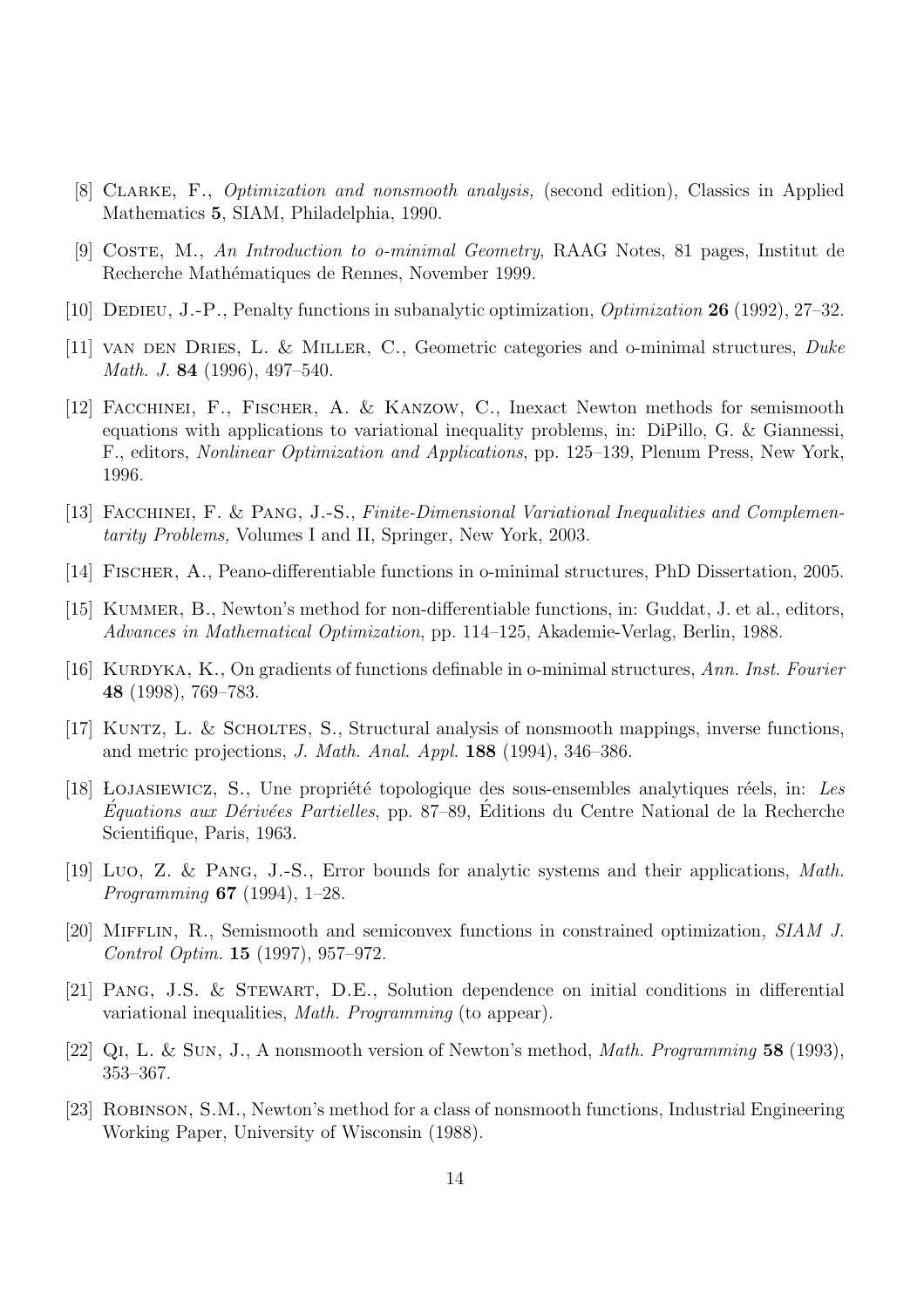[8] Clarke, F., *Optimization and nonsmooth analysis,* (second edition), Classics in Applied Mathematics **5**, SIAM, Philadelphia, 1990.

[9] Coste, M., *An Introduction to o-minimal Geometry*, RAAG Notes, 81 pages, Institut de Recherche Mathématiques de Rennes, November 1999.

[10] Dedieu, J.-P., Penalty functions in subanalytic optimization, *Optimization* **26** (1992), 27–32.

[11] van den Dries, L. & Miller, C., Geometric categories and o-minimal structures, *Duke Math. J.* **84** (1996), 497–540.

[12] Facchinei, F., Fischer, A. & Kanzow, C., Inexact Newton methods for semismooth equations with applications to variational inequality problems, in: DiPillo, G. & Giannessi, F., editors, *Nonlinear Optimization and Applications*, pp. 125–139, Plenum Press, New York, 1996.

[13] Facchinei, F. & Pang, J.-S., *Finite-Dimensional Variational Inequalities and Complementarity Problems,* Volumes I and II, Springer, New York, 2003.

[14] Fischer, A., Peano-differentiable functions in o-minimal structures, PhD Dissertation, 2005.

[15] Kummer, B., Newton's method for non-differentiable functions, in: Guddat, J. et al., editors, *Advances in Mathematical Optimization*, pp. 114–125, Akademie-Verlag, Berlin, 1988.

[16] Kurdyka, K., On gradients of functions definable in o-minimal structures, *Ann. Inst. Fourier* **48** (1998), 769–783.

[17] Kuntz, L. & Scholtes, S., Structural analysis of nonsmooth mappings, inverse functions, and metric projections, *J. Math. Anal. Appl.* **188** (1994), 346–386.

[18] Łojasiewicz, S., Une propriété topologique des sous-ensembles analytiques réels, in: *Les Équations aux Dérivées Partielles*, pp. 87–89, Éditions du Centre National de la Recherche Scientifique, Paris, 1963.

[19] Luo, Z. & Pang, J.-S., Error bounds for analytic systems and their applications, *Math. Programming* **67** (1994), 1–28.

[20] Mifflin, R., Semismooth and semiconvex functions in constrained optimization, *SIAM J. Control Optim.* **15** (1997), 957–972.

[21] Pang, J.S. & Stewart, D.E., Solution dependence on initial conditions in differential variational inequalities, *Math. Programming* (to appear).

[22] Qi, L. & Sun, J., A nonsmooth version of Newton's method, *Math. Programming* **58** (1993), 353–367.

[23] Robinson, S.M., Newton's method for a class of nonsmooth functions, Industrial Engineering Working Paper, University of Wisconsin (1988).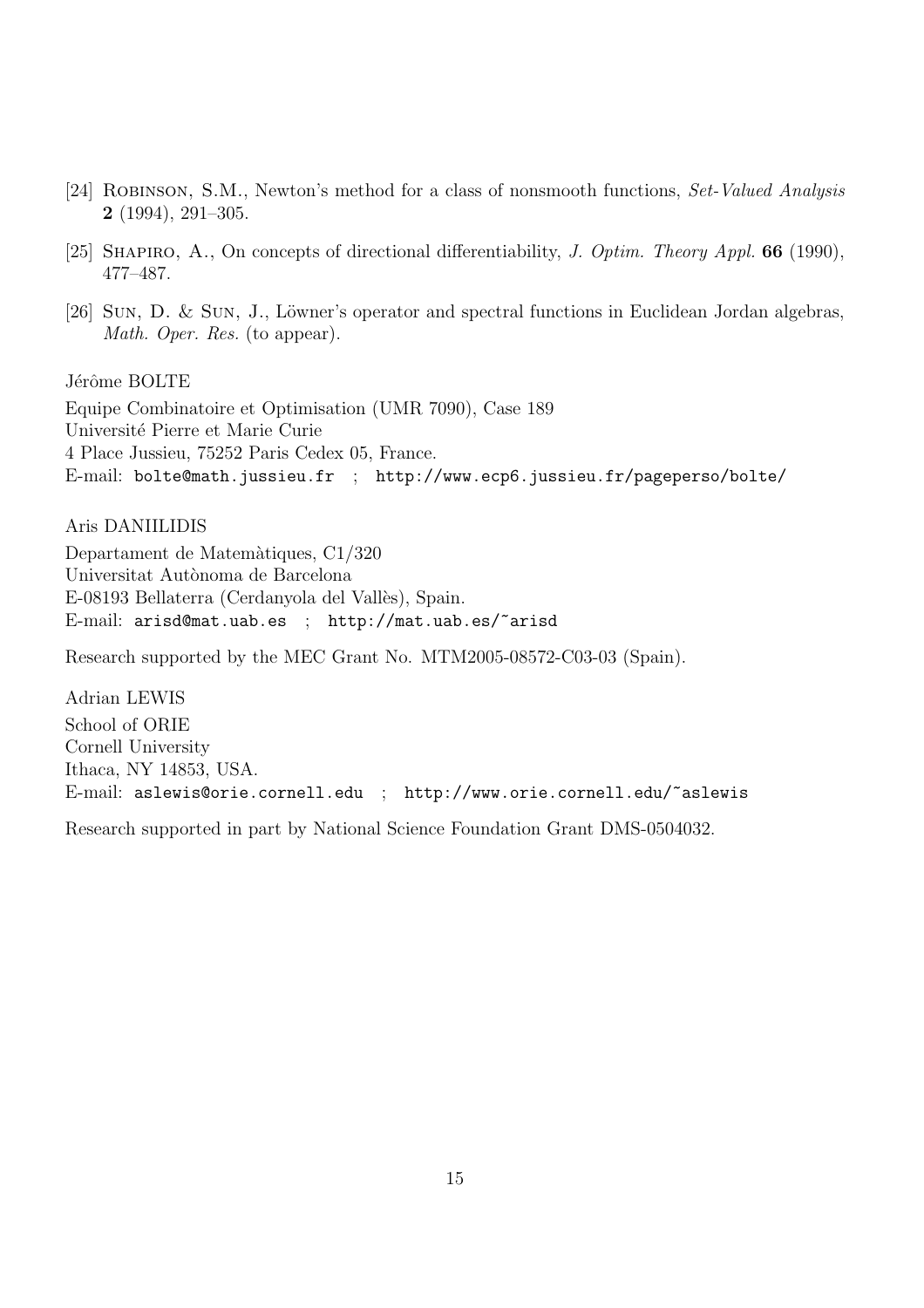[24] Robinson, S.M., Newton's method for a class of nonsmooth functions, *Set-Valued Analysis* **2** (1994), 291–305.

[25] Shapiro, A., On concepts of directional differentiability, *J. Optim. Theory Appl.* **66** (1990), 477–487.

[26] Sun, D. & Sun, J., Löwner's operator and spectral functions in Euclidean Jordan algebras, *Math. Oper. Res.* (to appear).

Jérôme BOLTE

Equipe Combinatoire et Optimisation (UMR 7090), Case 189
Université Pierre et Marie Curie
4 Place Jussieu, 75252 Paris Cedex 05, France.
E-mail: bolte@math.jussieu.fr ; http://www.ecp6.jussieu.fr/pageperso/bolte/

Aris DANIILIDIS

Departament de Matemàtiques, C1/320
Universitat Autònoma de Barcelona
E-08193 Bellaterra (Cerdanyola del Vallès), Spain.
E-mail: arisd@mat.uab.es ; http://mat.uab.es/~arisd

Research supported by the MEC Grant No. MTM2005-08572-C03-03 (Spain).

Adrian LEWIS

School of ORIE
Cornell University
Ithaca, NY 14853, USA.
E-mail: aslewis@orie.cornell.edu ; http://www.orie.cornell.edu/~aslewis

Research supported in part by National Science Foundation Grant DMS-0504032.